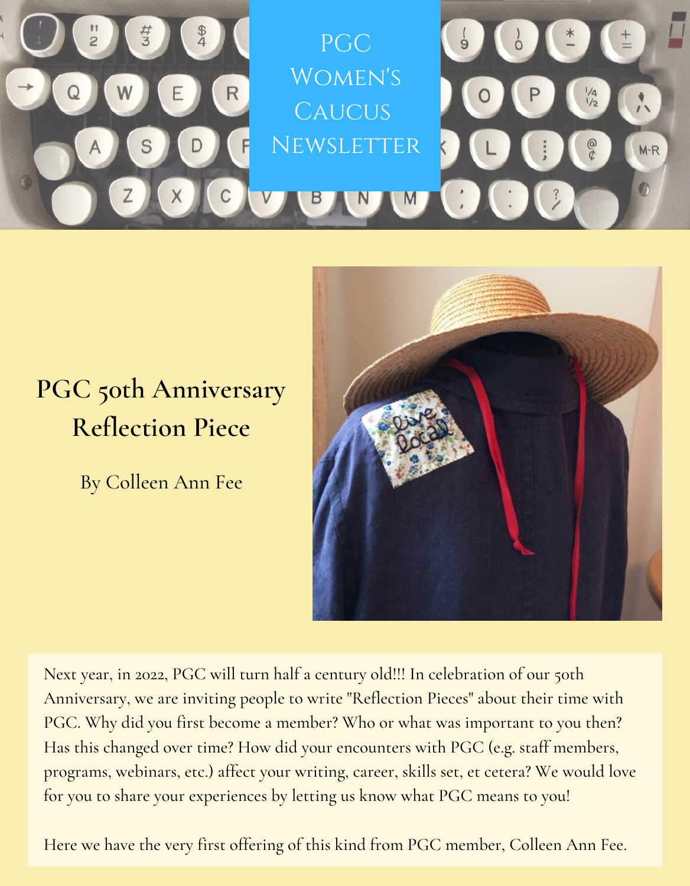# PGC Women's Caucus Newsletter

## PGC 50th Anniversary Reflection Piece

By Colleen Ann Fee

Next year, in 2022, PGC will turn half a century old!!! In celebration of our 50th Anniversary, we are inviting people to write "Reflection Pieces" about their time with PGC. Why did you first become a member? Who or what was important to you then? Has this changed over time? How did your encounters with PGC (e.g. staff members, programs, webinars, etc.) affect your writing, career, skills set, et cetera? We would love for you to share your experiences by letting us know what PGC means to you!

Here we have the very first offering of this kind from PGC member, Colleen Ann Fee.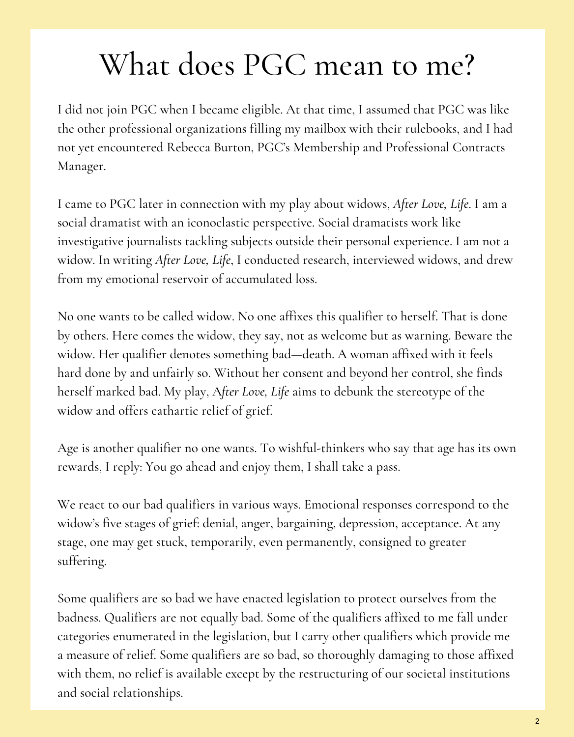# What does PGC mean to me?

I did not join PGC when I became eligible. At that time, I assumed that PGC was like the other professional organizations filling my mailbox with their rulebooks, and I had not yet encountered Rebecca Burton, PGC's Membership and Professional Contracts Manager.

I came to PGC later in connection with my play about widows, *After Love, Life*. I am a social dramatist with an iconoclastic perspective. Social dramatists work like investigative journalists tackling subjects outside their personal experience. I am not a widow. In writing *After Love, Life*, I conducted research, interviewed widows, and drew from my emotional reservoir of accumulated loss.

No one wants to be called widow. No one affixes this qualifier to herself. That is done by others. Here comes the widow, they say, not as welcome but as warning. Beware the widow. Her qualifier denotes something bad—death. A woman affixed with it feels hard done by and unfairly so. Without her consent and beyond her control, she finds herself marked bad. My play, A*fter Love, Life* aims to debunk the stereotype of the widow and offers cathartic relief of grief.

Age is another qualifier no one wants. To wishful-thinkers who say that age has its own rewards, I reply: You go ahead and enjoy them, I shall take a pass.

We react to our bad qualifiers in various ways. Emotional responses correspond to the widow's five stages of grief: denial, anger, bargaining, depression, acceptance. At any stage, one may get stuck, temporarily, even permanently, consigned to greater suffering.

Some qualifiers are so bad we have enacted legislation to protect ourselves from the badness. Qualifiers are not equally bad. Some of the qualifiers affixed to me fall under categories enumerated in the legislation, but I carry other qualifiers which provide me a measure of relief. Some qualifiers are so bad, so thoroughly damaging to those affixed with them, no relief is available except by the restructuring of our societal institutions and social relationships.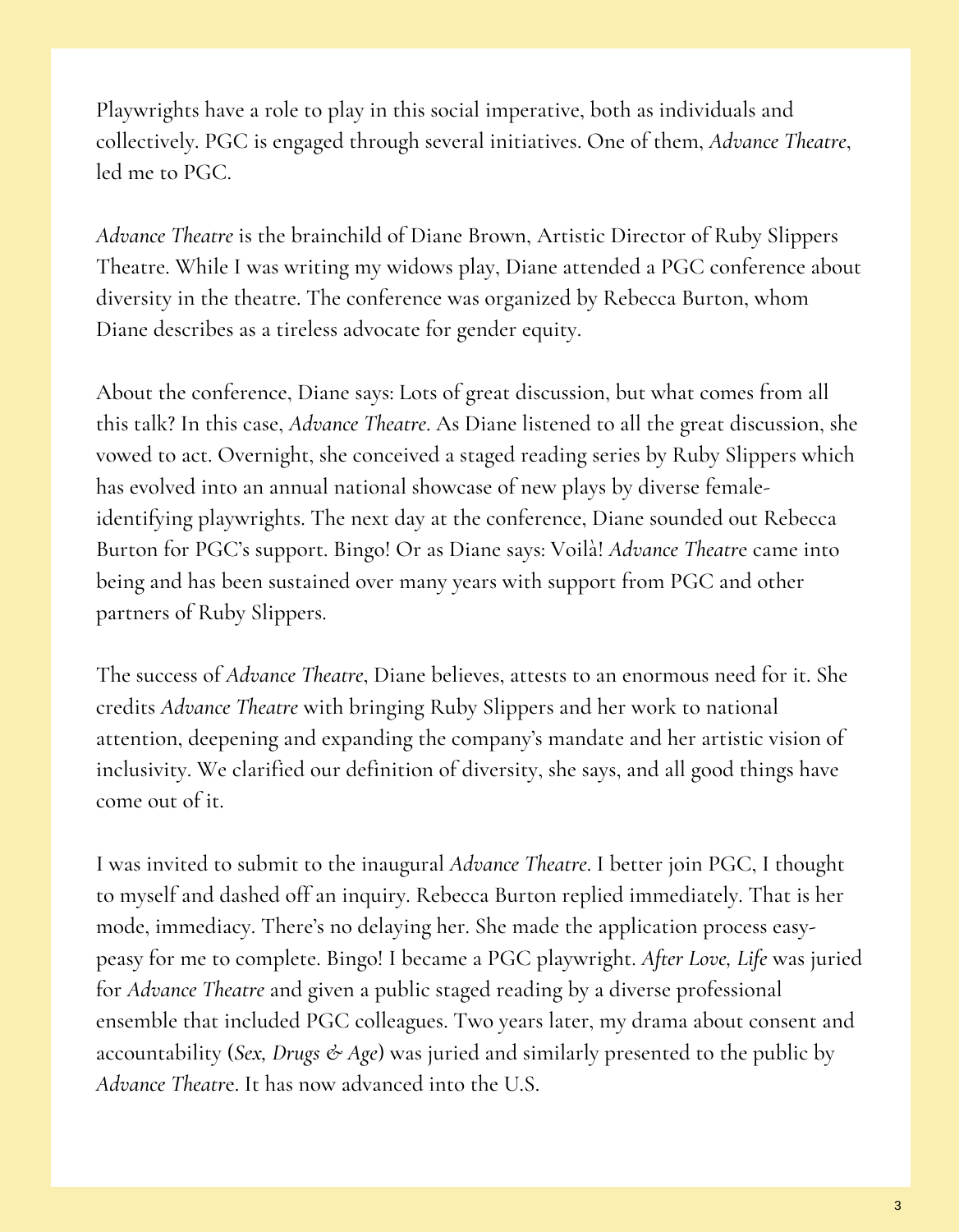Playwrights have a role to play in this social imperative, both as individuals and collectively. PGC is engaged through several initiatives. One of them, *Advance Theatre*, led me to PGC.

*Advance Theatre* is the brainchild of Diane Brown, Artistic Director of Ruby Slippers Theatre. While I was writing my widows play, Diane attended a PGC conference about diversity in the theatre. The conference was organized by Rebecca Burton, whom Diane describes as a tireless advocate for gender equity.

About the conference, Diane says: Lots of great discussion, but what comes from all this talk? In this case, *Advance Theatre*. As Diane listened to all the great discussion, she vowed to act. Overnight, she conceived a staged reading series by Ruby Slippers which has evolved into an annual national showcase of new plays by diverse female-identifying playwrights. The next day at the conference, Diane sounded out Rebecca Burton for PGC's support. Bingo! Or as Diane says: Voilà! *Advance Theatre* came into being and has been sustained over many years with support from PGC and other partners of Ruby Slippers.

The success of *Advance Theatre*, Diane believes, attests to an enormous need for it. She credits *Advance Theatre* with bringing Ruby Slippers and her work to national attention, deepening and expanding the company's mandate and her artistic vision of inclusivity. We clarified our definition of diversity, she says, and all good things have come out of it.

I was invited to submit to the inaugural *Advance Theatre*. I better join PGC, I thought to myself and dashed off an inquiry. Rebecca Burton replied immediately. That is her mode, immediacy. There's no delaying her. She made the application process easy-peasy for me to complete. Bingo! I became a PGC playwright. *After Love, Life* was juried for *Advance Theatre* and given a public staged reading by a diverse professional ensemble that included PGC colleagues. Two years later, my drama about consent and accountability (*Sex, Drugs & Age*) was juried and similarly presented to the public by *Advance Theatre*. It has now advanced into the U.S.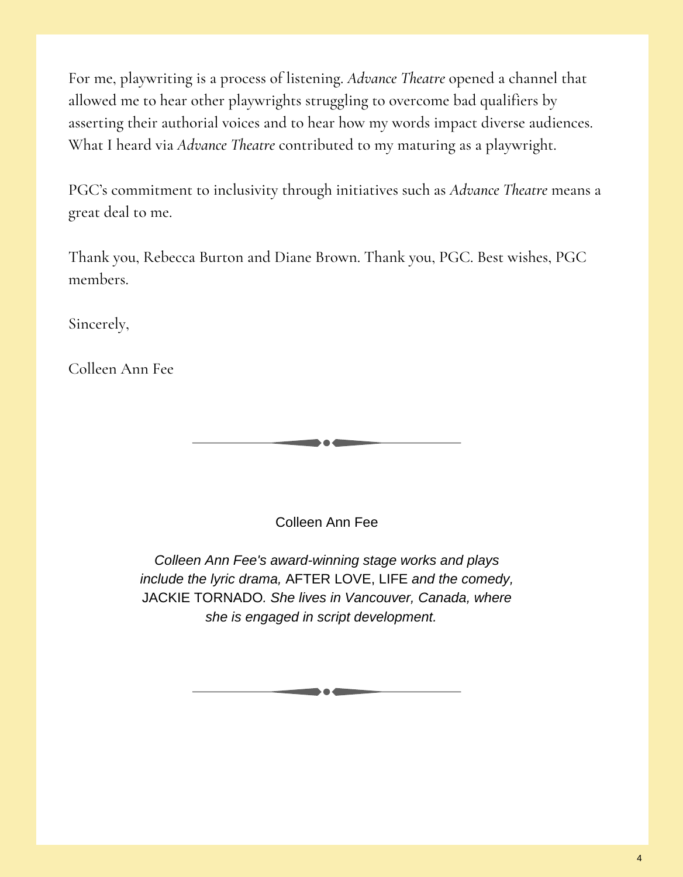For me, playwriting is a process of listening. *Advance Theatre* opened a channel that allowed me to hear other playwrights struggling to overcome bad qualifiers by asserting their authorial voices and to hear how my words impact diverse audiences. What I heard via *Advance Theatre* contributed to my maturing as a playwright.

PGC's commitment to inclusivity through initiatives such as *Advance Theatre* means a great deal to me.

Thank you, Rebecca Burton and Diane Brown. Thank you, PGC. Best wishes, PGC members.

Sincerely,

Colleen Ann Fee

---

Colleen Ann Fee

*Colleen Ann Fee's award-winning stage works and plays include the lyric drama,* AFTER LOVE, LIFE *and the comedy,* JACKIE TORNADO*. She lives in Vancouver, Canada, where she is engaged in script development.*

---